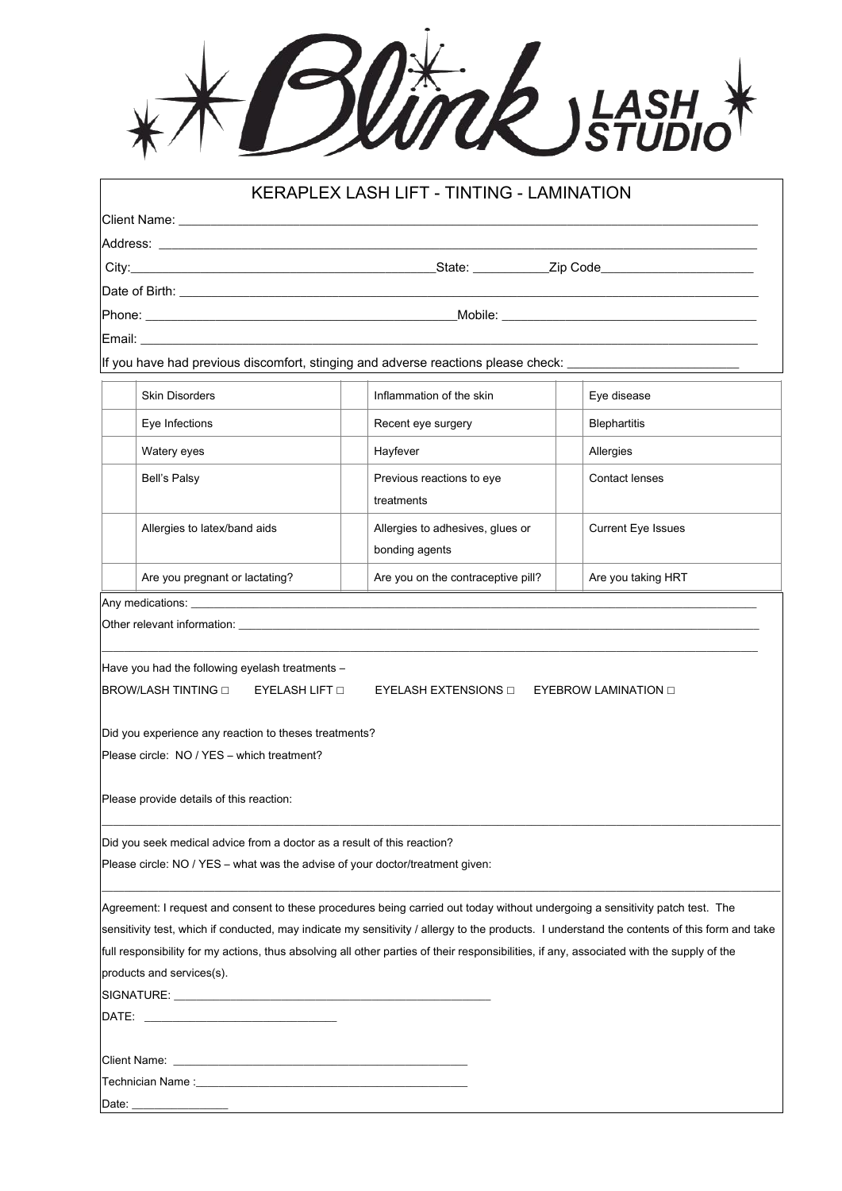# Blink LASH STUDIO

## KERAPLEX LASH LIFT - TINTING - LAMINATION

Client Name: \_\_\_\_\_\_\_\_\_\_\_\_\_\_\_\_\_\_\_\_\_\_\_\_\_\_\_\_\_\_\_\_\_\_\_\_\_\_\_\_

Address: \_\_\_\_\_\_\_\_\_\_\_\_\_\_\_\_\_\_\_\_\_\_\_\_\_\_\_\_\_\_\_\_\_\_\_\_\_\_\_\_

City:\_\_\_\_\_\_\_\_\_\_\_\_\_\_\_\_\_\_\_\_ State: \_\_\_\_\_\_\_\_\_\_ Zip Code\_\_\_\_\_\_\_\_\_\_\_\_\_\_\_\_\_\_\_\_

Date of Birth: \_\_\_\_\_\_\_\_\_\_\_\_\_\_\_\_\_\_\_\_\_\_\_\_\_\_\_\_\_\_\_\_\_\_\_\_\_\_\_\_

Phone: \_\_\_\_\_\_\_\_\_\_\_\_\_\_\_\_\_\_\_\_\_\_\_\_ Mobile: \_\_\_\_\_\_\_\_\_\_\_\_\_\_\_\_\_\_\_\_\_\_\_\_

Email: \_\_\_\_\_\_\_\_\_\_\_\_\_\_\_\_\_\_\_\_\_\_\_\_\_\_\_\_\_\_\_\_\_\_\_\_\_\_\_\_

If you have had previous discomfort, stinging and adverse reactions please check: \_\_\_\_\_\_\_\_\_\_\_\_\_\_\_\_\_\_\_\_\_\_\_\_

| | | | | | |
|---|---|---|---|---|---|
| | Skin Disorders | | Inflammation of the skin | | Eye disease |
| | Eye Infections | | Recent eye surgery | | Blephartitis |
| | Watery eyes | | Hayfever | | Allergies |
| | Bell's Palsy | | Previous reactions to eye treatments | | Contact lenses |
| | Allergies to latex/band aids | | Allergies to adhesives, glues or bonding agents | | Current Eye Issues |
| | Are you pregnant or lactating? | | Are you on the contraceptive pill? | | Are you taking HRT |

Any medications: \_\_\_\_\_\_\_\_\_\_\_\_\_\_\_\_\_\_\_\_\_\_\_\_\_\_\_\_\_\_\_\_\_\_\_\_\_\_\_\_

Other relevant information: \_\_\_\_\_\_\_\_\_\_\_\_\_\_\_\_\_\_\_\_\_\_\_\_\_\_\_\_\_\_\_\_\_\_\_\_\_\_\_\_

\_\_\_\_\_\_\_\_\_\_\_\_\_\_\_\_\_\_\_\_\_\_\_\_\_\_\_\_\_\_\_\_\_\_\_\_\_\_\_\_

Have you had the following eyelash treatments –

BROW/LASH TINTING □ EYELASH LIFT □ EYELASH EXTENSIONS □ EYEBROW LAMINATION □

Did you experience any reaction to theses treatments?

Please circle: NO / YES – which treatment?

Please provide details of this reaction:

\_\_\_\_\_\_\_\_\_\_\_\_\_\_\_\_\_\_\_\_\_\_\_\_\_\_\_\_\_\_\_\_\_\_\_\_\_\_\_\_

Did you seek medical advice from a doctor as a result of this reaction?

Please circle: NO / YES – what was the advise of your doctor/treatment given:

\_\_\_\_\_\_\_\_\_\_\_\_\_\_\_\_\_\_\_\_\_\_\_\_\_\_\_\_\_\_\_\_\_\_\_\_\_\_\_\_

Agreement: I request and consent to these procedures being carried out today without undergoing a sensitivity patch test. The sensitivity test, which if conducted, may indicate my sensitivity / allergy to the products. I understand the contents of this form and take full responsibility for my actions, thus absolving all other parties of their responsibilities, if any, associated with the supply of the products and services(s).

SIGNATURE: \_\_\_\_\_\_\_\_\_\_\_\_\_\_\_\_\_\_\_\_\_\_\_\_\_\_\_\_\_\_\_\_\_\_\_\_\_\_\_\_

DATE: \_\_\_\_\_\_\_\_\_\_\_\_\_\_\_\_\_\_\_\_\_\_\_\_

Client Name: \_\_\_\_\_\_\_\_\_\_\_\_\_\_\_\_\_\_\_\_\_\_\_\_\_\_\_\_\_\_\_\_\_\_\_\_\_\_\_\_

Technician Name :\_\_\_\_\_\_\_\_\_\_\_\_\_\_\_\_\_\_\_\_\_\_\_\_\_\_\_\_\_\_\_\_\_\_\_\_\_\_\_\_

Date: \_\_\_\_\_\_\_\_\_\_\_\_\_\_\_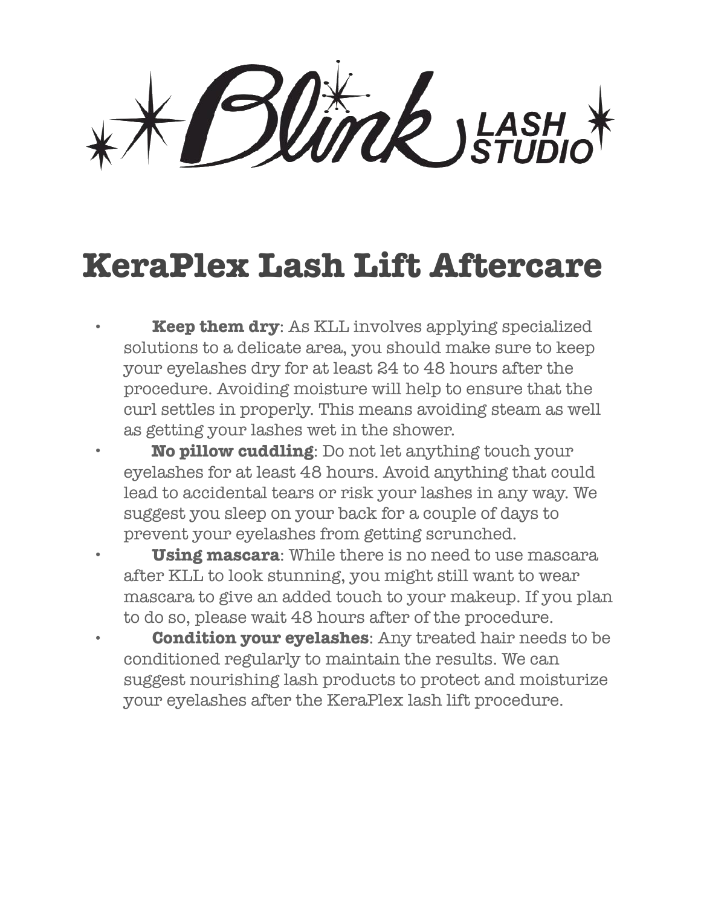Blink LASH STUDIO

# KeraPlex Lash Lift Aftercare

- **Keep them dry**: As KLL involves applying specialized solutions to a delicate area, you should make sure to keep your eyelashes dry for at least 24 to 48 hours after the procedure. Avoiding moisture will help to ensure that the curl settles in properly. This means avoiding steam as well as getting your lashes wet in the shower.
- **No pillow cuddling**: Do not let anything touch your eyelashes for at least 48 hours. Avoid anything that could lead to accidental tears or risk your lashes in any way. We suggest you sleep on your back for a couple of days to prevent your eyelashes from getting scrunched.
- **Using mascara**: While there is no need to use mascara after KLL to look stunning, you might still want to wear mascara to give an added touch to your makeup. If you plan to do so, please wait 48 hours after of the procedure.
- **Condition your eyelashes**: Any treated hair needs to be conditioned regularly to maintain the results. We can suggest nourishing lash products to protect and moisturize your eyelashes after the KeraPlex lash lift procedure.